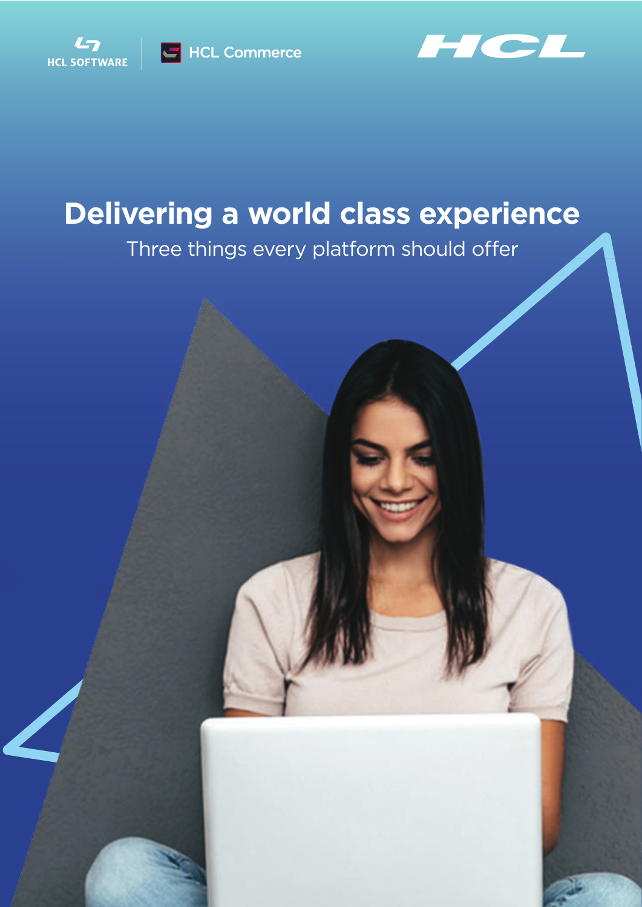HCL SOFTWARE | HCL Commerce

HCL

# Delivering a world class experience

Three things every platform should offer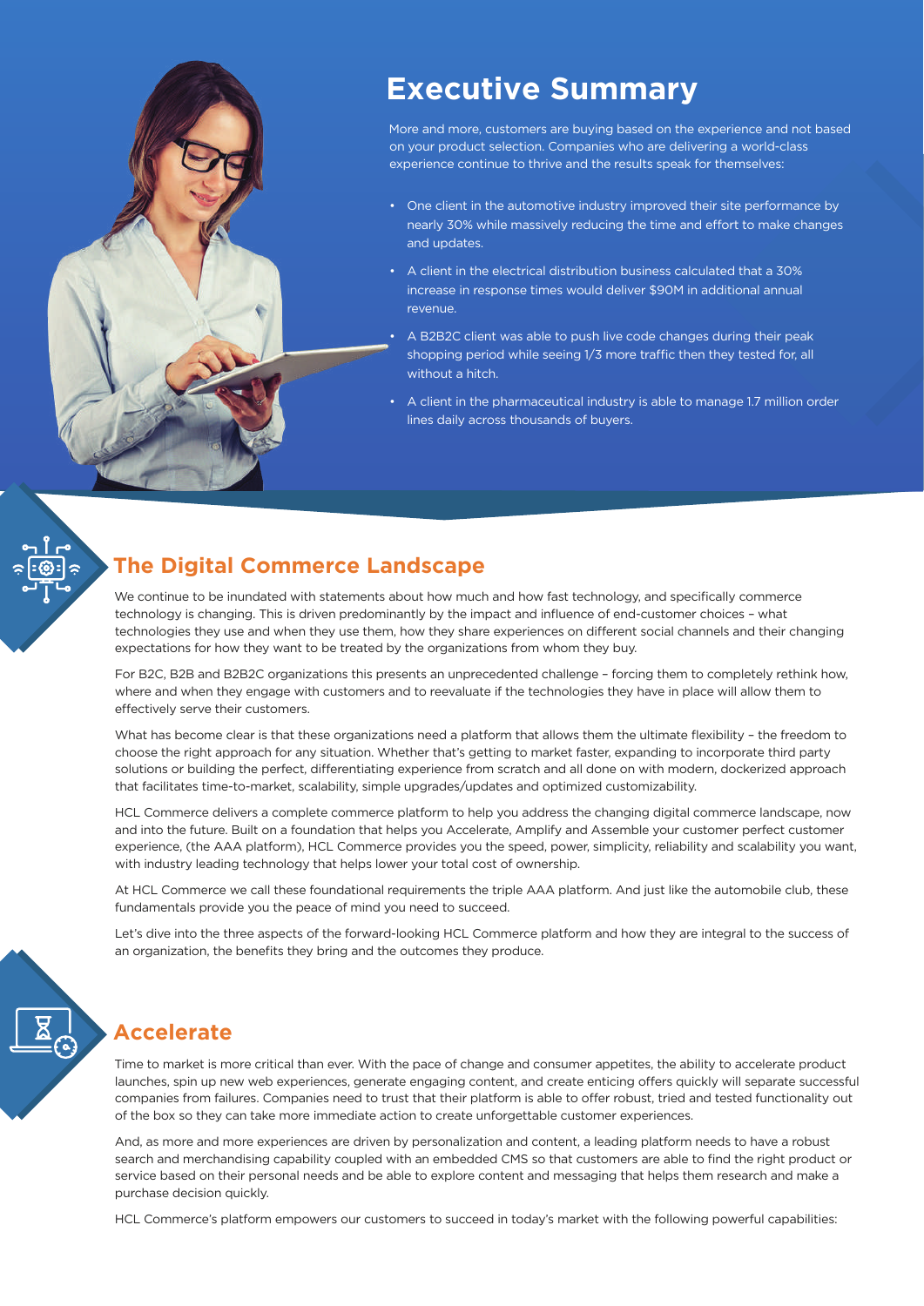# Executive Summary

More and more, customers are buying based on the experience and not based on your product selection. Companies who are delivering a world-class experience continue to thrive and the results speak for themselves:

- One client in the automotive industry improved their site performance by nearly 30% while massively reducing the time and effort to make changes and updates.
- A client in the electrical distribution business calculated that a 30% increase in response times would deliver $90M in additional annual revenue.
- A B2B2C client was able to push live code changes during their peak shopping period while seeing 1/3 more traffic then they tested for, all without a hitch.
- A client in the pharmaceutical industry is able to manage 1.7 million order lines daily across thousands of buyers.

## The Digital Commerce Landscape

We continue to be inundated with statements about how much and how fast technology, and specifically commerce technology is changing. This is driven predominantly by the impact and influence of end-customer choices – what technologies they use and when they use them, how they share experiences on different social channels and their changing expectations for how they want to be treated by the organizations from whom they buy.

For B2C, B2B and B2B2C organizations this presents an unprecedented challenge – forcing them to completely rethink how, where and when they engage with customers and to reevaluate if the technologies they have in place will allow them to effectively serve their customers.

What has become clear is that these organizations need a platform that allows them the ultimate flexibility – the freedom to choose the right approach for any situation. Whether that's getting to market faster, expanding to incorporate third party solutions or building the perfect, differentiating experience from scratch and all done on with modern, dockerized approach that facilitates time-to-market, scalability, simple upgrades/updates and optimized customizability.

HCL Commerce delivers a complete commerce platform to help you address the changing digital commerce landscape, now and into the future. Built on a foundation that helps you Accelerate, Amplify and Assemble your customer perfect customer experience, (the AAA platform), HCL Commerce provides you the speed, power, simplicity, reliability and scalability you want, with industry leading technology that helps lower your total cost of ownership.

At HCL Commerce we call these foundational requirements the triple AAA platform. And just like the automobile club, these fundamentals provide you the peace of mind you need to succeed.

Let's dive into the three aspects of the forward-looking HCL Commerce platform and how they are integral to the success of an organization, the benefits they bring and the outcomes they produce.

## Accelerate

Time to market is more critical than ever. With the pace of change and consumer appetites, the ability to accelerate product launches, spin up new web experiences, generate engaging content, and create enticing offers quickly will separate successful companies from failures. Companies need to trust that their platform is able to offer robust, tried and tested functionality out of the box so they can take more immediate action to create unforgettable customer experiences.

And, as more and more experiences are driven by personalization and content, a leading platform needs to have a robust search and merchandising capability coupled with an embedded CMS so that customers are able to find the right product or service based on their personal needs and be able to explore content and messaging that helps them research and make a purchase decision quickly.

HCL Commerce's platform empowers our customers to succeed in today's market with the following powerful capabilities: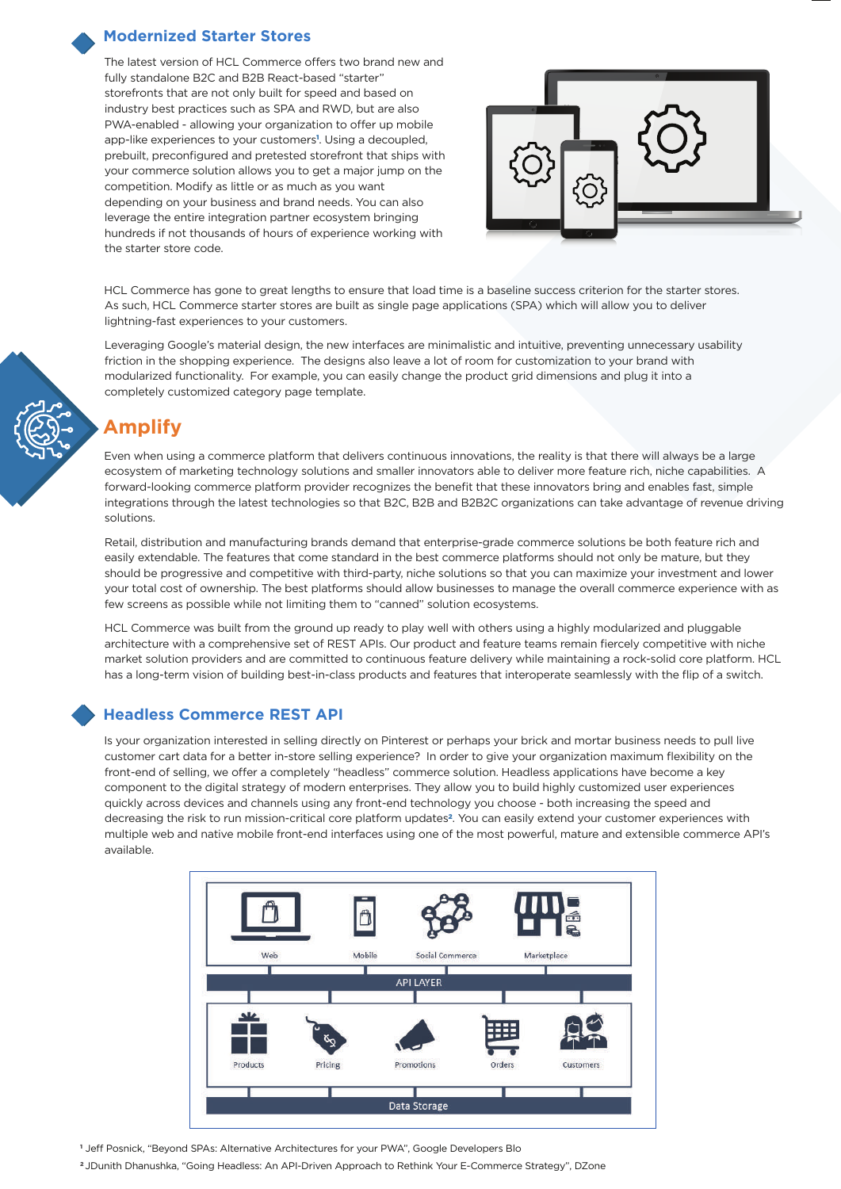## Modernized Starter Stores

The latest version of HCL Commerce offers two brand new and fully standalone B2C and B2B React-based "starter" storefronts that are not only built for speed and based on industry best practices such as SPA and RWD, but are also PWA-enabled - allowing your organization to offer up mobile app-like experiences to your customers[1]. Using a decoupled, prebuilt, preconfigured and pretested storefront that ships with your commerce solution allows you to get a major jump on the competition. Modify as little or as much as you want depending on your business and brand needs. You can also leverage the entire integration partner ecosystem bringing hundreds if not thousands of hours of experience working with the starter store code.

HCL Commerce has gone to great lengths to ensure that load time is a baseline success criterion for the starter stores. As such, HCL Commerce starter stores are built as single page applications (SPA) which will allow you to deliver lightning-fast experiences to your customers.

Leveraging Google's material design, the new interfaces are minimalistic and intuitive, preventing unnecessary usability friction in the shopping experience. The designs also leave a lot of room for customization to your brand with modularized functionality. For example, you can easily change the product grid dimensions and plug it into a completely customized category page template.

# Amplify

Even when using a commerce platform that delivers continuous innovations, the reality is that there will always be a large ecosystem of marketing technology solutions and smaller innovators able to deliver more feature rich, niche capabilities. A forward-looking commerce platform provider recognizes the benefit that these innovators bring and enables fast, simple integrations through the latest technologies so that B2C, B2B and B2B2C organizations can take advantage of revenue driving solutions.

Retail, distribution and manufacturing brands demand that enterprise-grade commerce solutions be both feature rich and easily extendable. The features that come standard in the best commerce platforms should not only be mature, but they should be progressive and competitive with third-party, niche solutions so that you can maximize your investment and lower your total cost of ownership. The best platforms should allow businesses to manage the overall commerce experience with as few screens as possible while not limiting them to "canned" solution ecosystems.

HCL Commerce was built from the ground up ready to play well with others using a highly modularized and pluggable architecture with a comprehensive set of REST APIs. Our product and feature teams remain fiercely competitive with niche market solution providers and are committed to continuous feature delivery while maintaining a rock-solid core platform. HCL has a long-term vision of building best-in-class products and features that interoperate seamlessly with the flip of a switch.

## Headless Commerce REST API

Is your organization interested in selling directly on Pinterest or perhaps your brick and mortar business needs to pull live customer cart data for a better in-store selling experience? In order to give your organization maximum flexibility on the front-end of selling, we offer a completely "headless" commerce solution. Headless applications have become a key component to the digital strategy of modern enterprises. They allow you to build highly customized user experiences quickly across devices and channels using any front-end technology you choose - both increasing the speed and decreasing the risk to run mission-critical core platform updates[2]. You can easily extend your customer experiences with multiple web and native mobile front-end interfaces using one of the most powerful, mature and extensible commerce API's available.

Web
Mobile
Social Commerce
Marketplace
API LAYER
Products
Pricing
Promotions
Orders
Customers
Data Storage

[1] Jeff Posnick, "Beyond SPAs: Alternative Architectures for your PWA", Google Developers Blo

[2] JDunith Dhanushka, "Going Headless: An API-Driven Approach to Rethink Your E-Commerce Strategy", DZone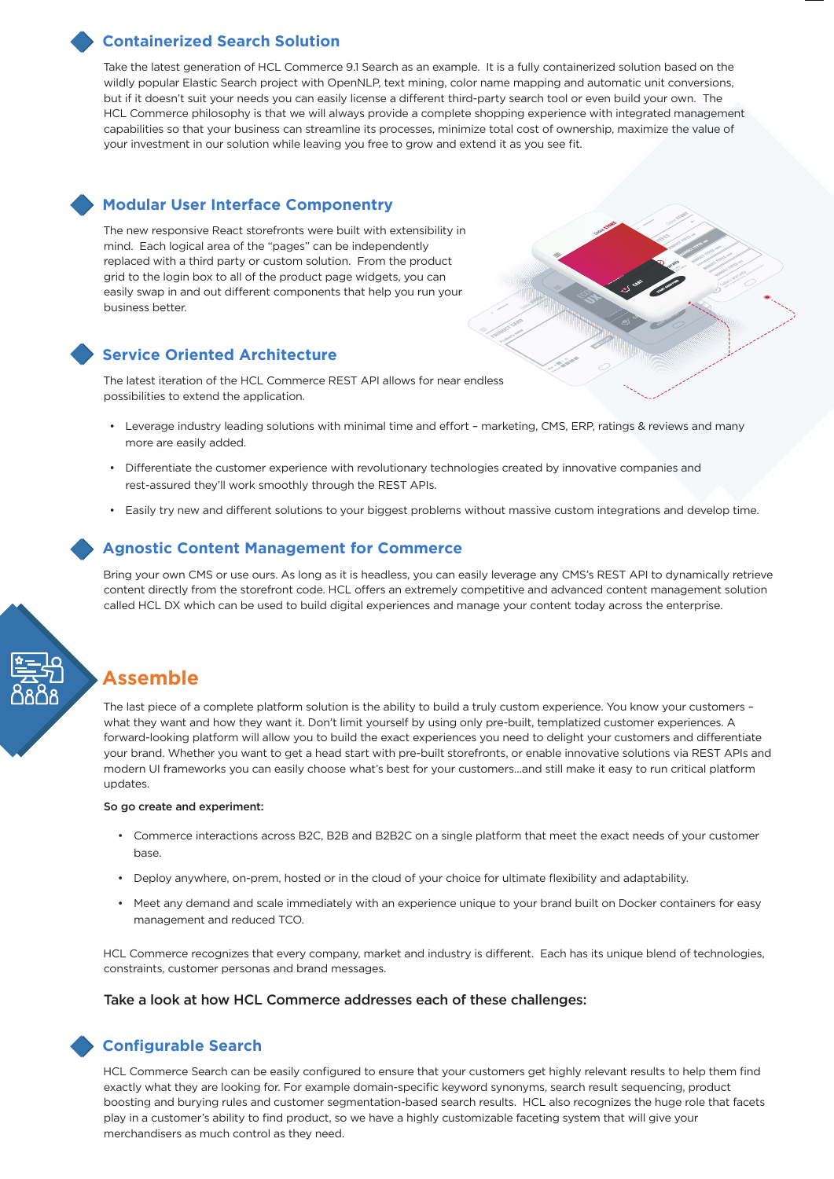## Containerized Search Solution

Take the latest generation of HCL Commerce 9.1 Search as an example. It is a fully containerized solution based on the wildly popular Elastic Search project with OpenNLP, text mining, color name mapping and automatic unit conversions, but if it doesn't suit your needs you can easily license a different third-party search tool or even build your own. The HCL Commerce philosophy is that we will always provide a complete shopping experience with integrated management capabilities so that your business can streamline its processes, minimize total cost of ownership, maximize the value of your investment in our solution while leaving you free to grow and extend it as you see fit.

## Modular User Interface Componentry

The new responsive React storefronts were built with extensibility in mind. Each logical area of the "pages" can be independently replaced with a third party or custom solution. From the product grid to the login box to all of the product page widgets, you can easily swap in and out different components that help you run your business better.

## Service Oriented Architecture

The latest iteration of the HCL Commerce REST API allows for near endless possibilities to extend the application.

- Leverage industry leading solutions with minimal time and effort – marketing, CMS, ERP, ratings & reviews and many more are easily added.
- Differentiate the customer experience with revolutionary technologies created by innovative companies and rest-assured they'll work smoothly through the REST APIs.
- Easily try new and different solutions to your biggest problems without massive custom integrations and develop time.

## Agnostic Content Management for Commerce

Bring your own CMS or use ours. As long as it is headless, you can easily leverage any CMS's REST API to dynamically retrieve content directly from the storefront code. HCL offers an extremely competitive and advanced content management solution called HCL DX which can be used to build digital experiences and manage your content today across the enterprise.

# Assemble

The last piece of a complete platform solution is the ability to build a truly custom experience. You know your customers – what they want and how they want it. Don't limit yourself by using only pre-built, templatized customer experiences. A forward-looking platform will allow you to build the exact experiences you need to delight your customers and differentiate your brand. Whether you want to get a head start with pre-built storefronts, or enable innovative solutions via REST APIs and modern UI frameworks you can easily choose what's best for your customers...and still make it easy to run critical platform updates.

**So go create and experiment:**

- Commerce interactions across B2C, B2B and B2B2C on a single platform that meet the exact needs of your customer base.
- Deploy anywhere, on-prem, hosted or in the cloud of your choice for ultimate flexibility and adaptability.
- Meet any demand and scale immediately with an experience unique to your brand built on Docker containers for easy management and reduced TCO.

HCL Commerce recognizes that every company, market and industry is different. Each has its unique blend of technologies, constraints, customer personas and brand messages.

**Take a look at how HCL Commerce addresses each of these challenges:**

## Configurable Search

HCL Commerce Search can be easily configured to ensure that your customers get highly relevant results to help them find exactly what they are looking for. For example domain-specific keyword synonyms, search result sequencing, product boosting and burying rules and customer segmentation-based search results. HCL also recognizes the huge role that facets play in a customer's ability to find product, so we have a highly customizable faceting system that will give your merchandisers as much control as they need.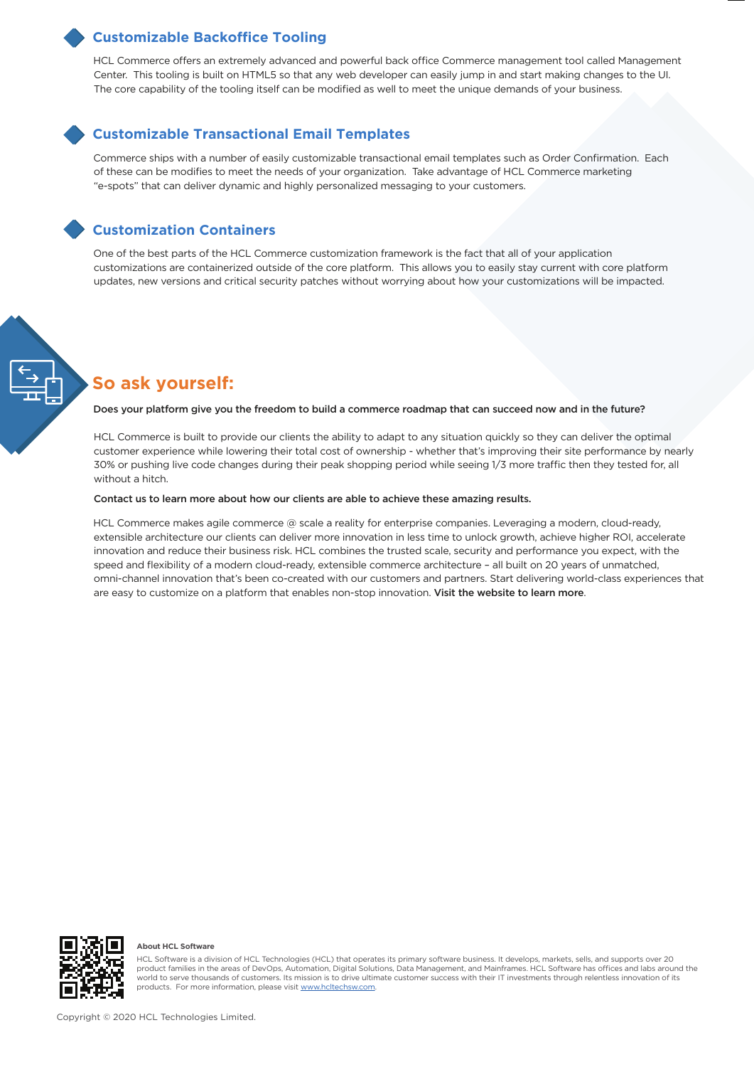## Customizable Backoffice Tooling

HCL Commerce offers an extremely advanced and powerful back office Commerce management tool called Management Center. This tooling is built on HTML5 so that any web developer can easily jump in and start making changes to the UI. The core capability of the tooling itself can be modified as well to meet the unique demands of your business.

## Customizable Transactional Email Templates

Commerce ships with a number of easily customizable transactional email templates such as Order Confirmation. Each of these can be modifies to meet the needs of your organization. Take advantage of HCL Commerce marketing "e-spots" that can deliver dynamic and highly personalized messaging to your customers.

## Customization Containers

One of the best parts of the HCL Commerce customization framework is the fact that all of your application customizations are containerized outside of the core platform. This allows you to easily stay current with core platform updates, new versions and critical security patches without worrying about how your customizations will be impacted.

## So ask yourself:

**Does your platform give you the freedom to build a commerce roadmap that can succeed now and in the future?**

HCL Commerce is built to provide our clients the ability to adapt to any situation quickly so they can deliver the optimal customer experience while lowering their total cost of ownership - whether that's improving their site performance by nearly 30% or pushing live code changes during their peak shopping period while seeing 1/3 more traffic then they tested for, all without a hitch.

**Contact us to learn more about how our clients are able to achieve these amazing results.**

HCL Commerce makes agile commerce @ scale a reality for enterprise companies. Leveraging a modern, cloud-ready, extensible architecture our clients can deliver more innovation in less time to unlock growth, achieve higher ROI, accelerate innovation and reduce their business risk. HCL combines the trusted scale, security and performance you expect, with the speed and flexibility of a modern cloud-ready, extensible commerce architecture – all built on 20 years of unmatched, omni-channel innovation that's been co-created with our customers and partners. Start delivering world-class experiences that are easy to customize on a platform that enables non-stop innovation. **Visit the website to learn more**.

**About HCL Software**

HCL Software is a division of HCL Technologies (HCL) that operates its primary software business. It develops, markets, sells, and supports over 20 product families in the areas of DevOps, Automation, Digital Solutions, Data Management, and Mainframes. HCL Software has offices and labs around the world to serve thousands of customers. Its mission is to drive ultimate customer success with their IT investments through relentless innovation of its products. For more information, please visit www.hcltechsw.com.

Copyright © 2020 HCL Technologies Limited.